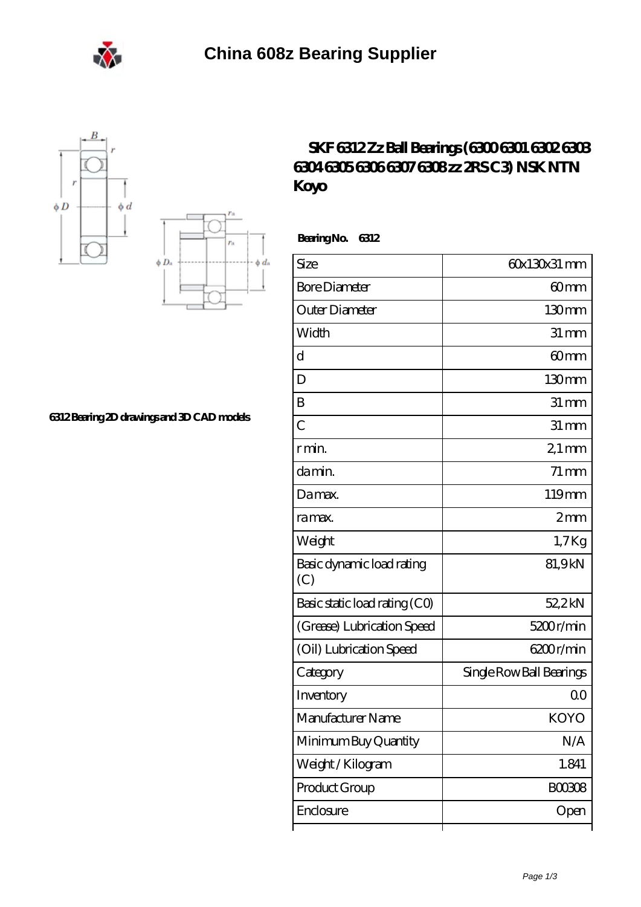# China 608z Bearing Supplier

## SKF 6312 Zz Ball Bearings (6300 6301 6302 6303 6304 6305 6306 6307 6308 zz 2RS C3) NSK NTN Koyo

6312 Bearing 2D drawings and 3D CAD models

**Bearing No. 6312**

| Size | 60x130x31 mm |
|---|---|
| Bore Diameter | 60 mm |
| Outer Diameter | 130 mm |
| Width | 31 mm |
| d | 60 mm |
| D | 130 mm |
| B | 31 mm |
| C | 31 mm |
| r min. | 2,1 mm |
| da min. | 71 mm |
| Da max. | 119 mm |
| ra max. | 2 mm |
| Weight | 1,7 Kg |
| Basic dynamic load rating (C) | 81,9 kN |
| Basic static load rating (C0) | 52,2 kN |
| (Grease) Lubrication Speed | 5200 r/min |
| (Oil) Lubrication Speed | 6200 r/min |
| Category | Single Row Ball Bearings |
| Inventory | 0.0 |
| Manufacturer Name | KOYO |
| Minimum Buy Quantity | N/A |
| Weight / Kilogram | 1.841 |
| Product Group | B00308 |
| Enclosure | Open |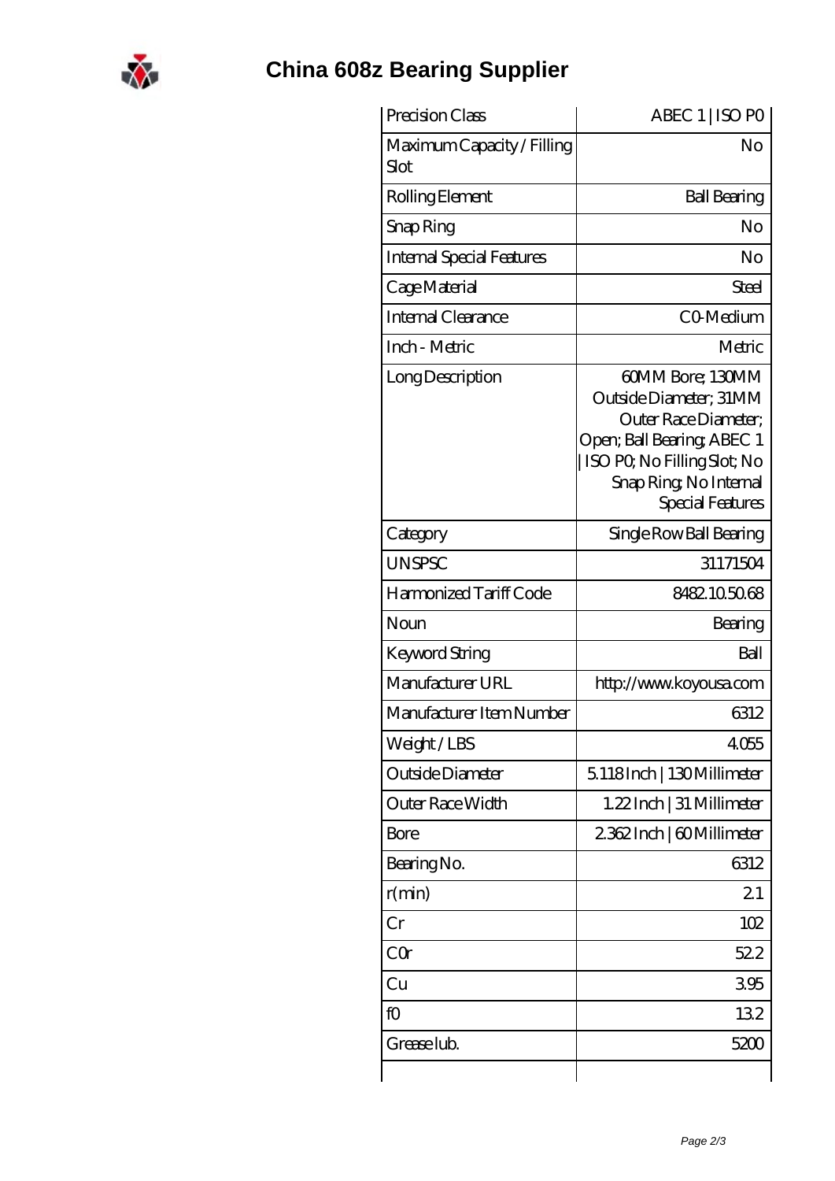# China 608z Bearing Supplier

| | |
|---|---|
| Precision Class | ABEC 1 \| ISO P0 |
| Maximum Capacity / Filling Slot | No |
| Rolling Element | Ball Bearing |
| Snap Ring | No |
| Internal Special Features | No |
| Cage Material | Steel |
| Internal Clearance | C0-Medium |
| Inch - Metric | Metric |
| Long Description | 60MM Bore; 130MM Outside Diameter; 31MM Outer Race Diameter; Open; Ball Bearing; ABEC 1 \| ISO P0; No Filling Slot; No Snap Ring; No Internal Special Features |
| Category | Single Row Ball Bearing |
| UNSPSC | 31171504 |
| Harmonized Tariff Code | 8482.10.50.68 |
| Noun | Bearing |
| Keyword String | Ball |
| Manufacturer URL | http://www.koyousa.com |
| Manufacturer Item Number | 6312 |
| Weight / LBS | 4.055 |
| Outside Diameter | 5.118 Inch \| 130 Millimeter |
| Outer Race Width | 1.22 Inch \| 31 Millimeter |
| Bore | 2.362 Inch \| 60 Millimeter |
| Bearing No. | 6312 |
| r(min) | 2.1 |
| Cr | 102 |
| C0r | 52.2 |
| Cu | 3.95 |
| f0 | 13.2 |
| Grease lub. | 5200 |
| | |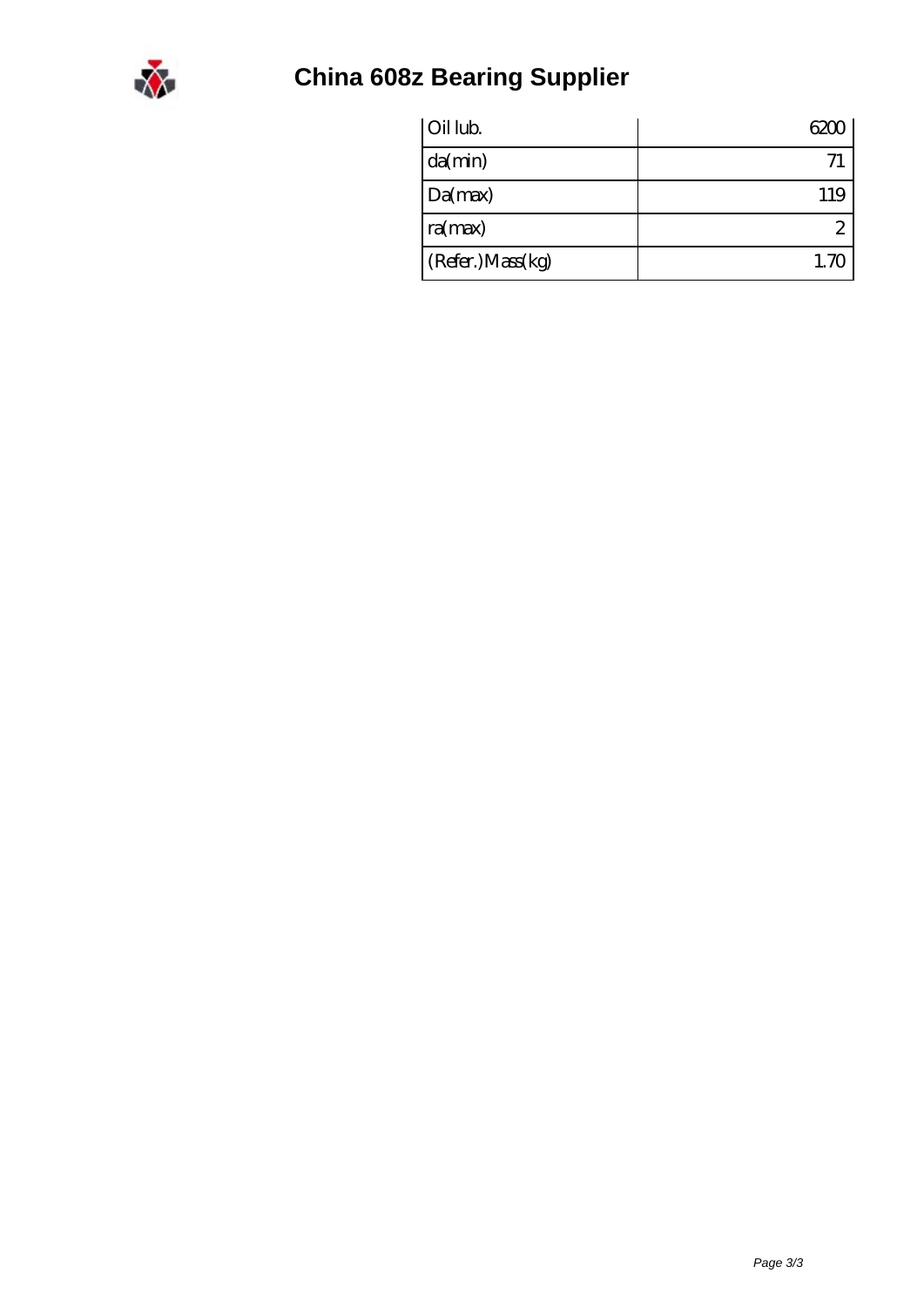| | |
|---|---|
| Oil lub. | 6200 |
| da(min) | 71 |
| Da(max) | 119 |
| ra(max) | 2 |
| (Refer.)Mass(kg) | 1.70 |